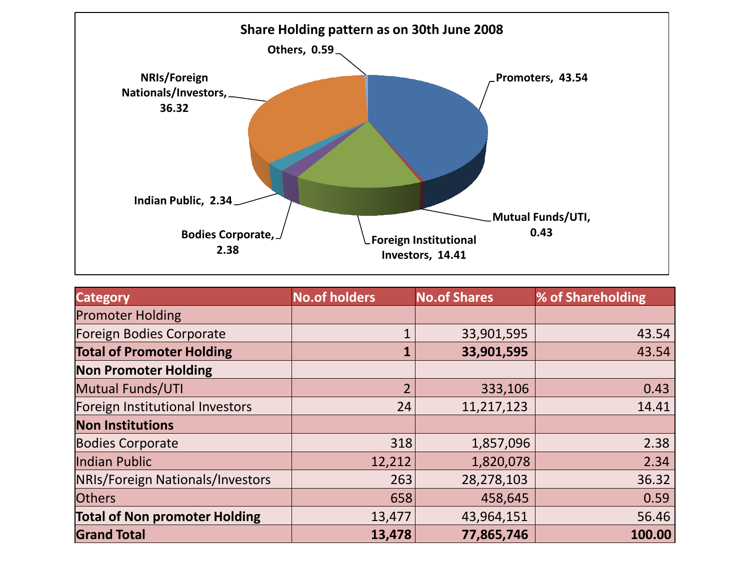## Share Holding pattern as on 30th June 2008

Others, 0.59

Promoters, 43.54

NRIs/Foreign Nationals/Investors, 36.32

Mutual Funds/UTI, 0.43

Indian Public, 2.34

Bodies Corporate, 2.38

Foreign Institutional Investors, 14.41

| Category | No.of holders | No.of Shares | % of Shareholding |
|---|---|---|---|
| Promoter Holding | | | |
| Foreign Bodies Corporate | 1 | 33,901,595 | 43.54 |
| **Total of Promoter Holding** | **1** | **33,901,595** | 43.54 |
| **Non Promoter Holding** | | | |
| Mutual Funds/UTI | 2 | 333,106 | 0.43 |
| Foreign Institutional Investors | 24 | 11,217,123 | 14.41 |
| **Non Institutions** | | | |
| Bodies Corporate | 318 | 1,857,096 | 2.38 |
| Indian Public | 12,212 | 1,820,078 | 2.34 |
| NRIs/Foreign Nationals/Investors | 263 | 28,278,103 | 36.32 |
| Others | 658 | 458,645 | 0.59 |
| **Total of Non promoter Holding** | 13,477 | 43,964,151 | 56.46 |
| **Grand Total** | **13,478** | **77,865,746** | **100.00** |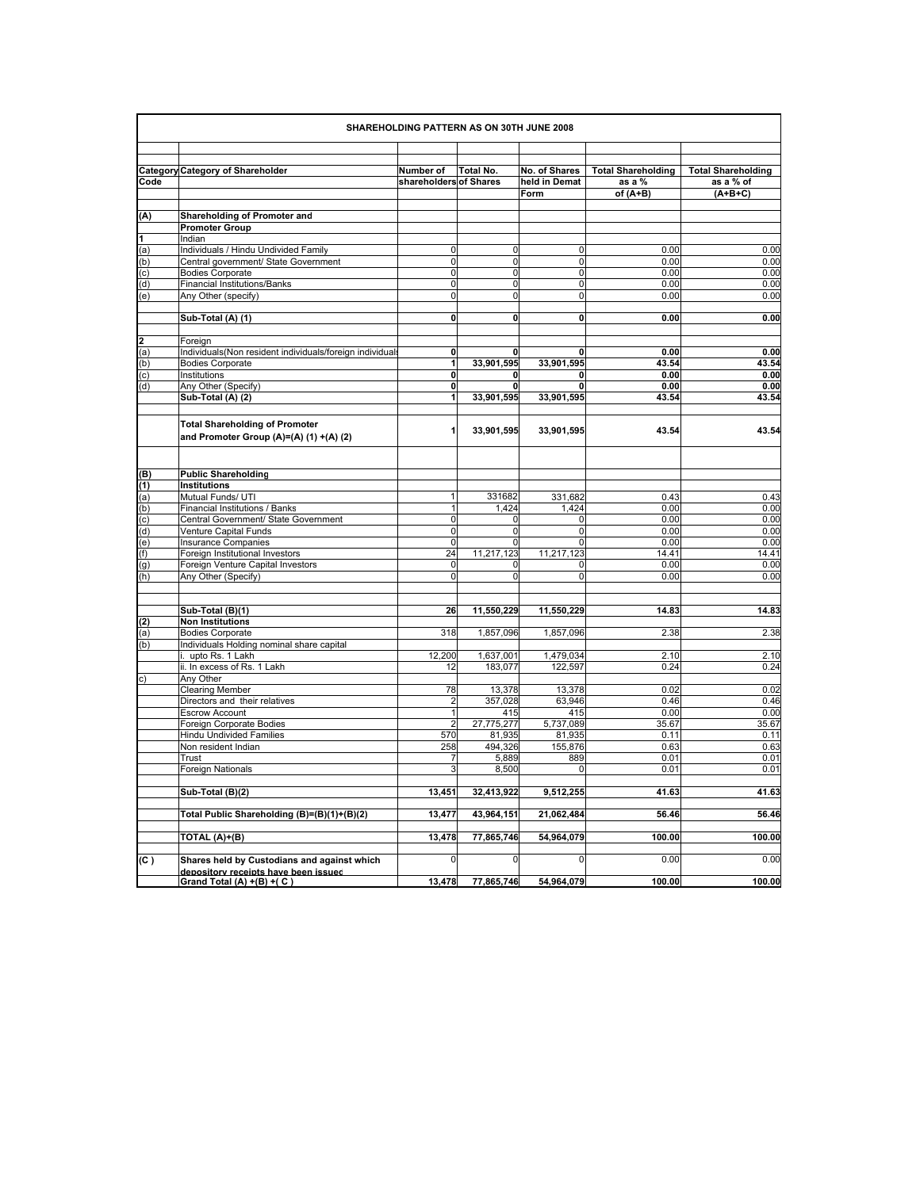## SHAREHOLDING PATTERN AS ON 30TH JUNE 2008

| Category Code | Category of Shareholder | Number of shareholders | Total No. of Shares | No. of Shares held in Demat Form | Total Shareholding as a % of (A+B) | Total Shareholding as a % of (A+B+C) |
|---|---|---|---|---|---|---|
| **(A)** | **Shareholding of Promoter and Promoter Group** | | | | | |
| **1** | Indian | | | | | |
| (a) | Individuals / Hindu Undivided Family | 0 | 0 | 0 | 0.00 | 0.00 |
| (b) | Central government/ State Government | 0 | 0 | 0 | 0.00 | 0.00 |
| (c) | Bodies Corporate | 0 | 0 | 0 | 0.00 | 0.00 |
| (d) | Financial Institutions/Banks | 0 | 0 | 0 | 0.00 | 0.00 |
| (e) | Any Other (specify) | 0 | 0 | 0 | 0.00 | 0.00 |
| | **Sub-Total (A) (1)** | **0** | **0** | **0** | **0.00** | **0.00** |
| **2** | Foreign | | | | | |
| (a) | Individuals(Non resident individuals/foreign individuals | **0** | **0** | **0** | **0.00** | **0.00** |
| (b) | Bodies Corporate | **1** | **33,901,595** | **33,901,595** | **43.54** | **43.54** |
| (c) | Institutions | **0** | **0** | **0** | **0.00** | **0.00** |
| (d) | Any Other (Specify) | **0** | **0** | **0** | **0.00** | **0.00** |
| | **Sub-Total (A) (2)** | **1** | **33,901,595** | **33,901,595** | **43.54** | **43.54** |
| | **Total Shareholding of Promoter and Promoter Group (A)=(A) (1) +(A) (2)** | **1** | **33,901,595** | **33,901,595** | **43.54** | **43.54** |
| **(B)** | **Public Shareholding** | | | | | |
| **(1)** | **Institutions** | | | | | |
| (a) | Mutual Funds/ UTI | 1 | 331682 | 331,682 | 0.43 | 0.43 |
| (b) | Financial Institutions / Banks | 1 | 1,424 | 1,424 | 0.00 | 0.00 |
| (c) | Central Government/ State Government | 0 | 0 | 0 | 0.00 | 0.00 |
| (d) | Venture Capital Funds | 0 | 0 | 0 | 0.00 | 0.00 |
| (e) | Insurance Companies | 0 | 0 | 0 | 0.00 | 0.00 |
| (f) | Foreign Institutional Investors | 24 | 11,217,123 | 11,217,123 | 14.41 | 14.41 |
| (g) | Foreign Venture Capital Investors | 0 | 0 | 0 | 0.00 | 0.00 |
| (h) | Any Other (Specify) | 0 | 0 | 0 | 0.00 | 0.00 |
| | **Sub-Total (B)(1)** | **26** | **11,550,229** | **11,550,229** | **14.83** | **14.83** |
| **(2)** | **Non Institutions** | | | | | |
| (a) | Bodies Corporate | 318 | 1,857,096 | 1,857,096 | 2.38 | 2.38 |
| (b) | Individuals Holding nominal share capital | | | | | |
| | i. upto Rs. 1 Lakh | 12,200 | 1,637,001 | 1,479,034 | 2.10 | 2.10 |
| | ii. In excess of Rs. 1 Lakh | 12 | 183,077 | 122,597 | 0.24 | 0.24 |
| c) | Any Other | | | | | |
| | Clearing Member | 78 | 13,378 | 13,378 | 0.02 | 0.02 |
| | Directors and their relatives | 2 | 357,028 | 63,946 | 0.46 | 0.46 |
| | Escrow Account | 1 | 415 | 415 | 0.00 | 0.00 |
| | Foreign Corporate Bodies | 2 | 27,775,277 | 5,737,089 | 35.67 | 35.67 |
| | Hindu Undivided Families | 570 | 81,935 | 81,935 | 0.11 | 0.11 |
| | Non resident Indian | 258 | 494,326 | 155,876 | 0.63 | 0.63 |
| | Trust | 7 | 5,889 | 889 | 0.01 | 0.01 |
| | Foreign Nationals | 3 | 8,500 | 0 | 0.01 | 0.01 |
| | **Sub-Total (B)(2)** | **13,451** | **32,413,922** | **9,512,255** | **41.63** | **41.63** |
| | **Total Public Shareholding (B)=(B)(1)+(B)(2)** | **13,477** | **43,964,151** | **21,062,484** | **56.46** | **56.46** |
| | **TOTAL (A)+(B)** | **13,478** | **77,865,746** | **54,964,079** | **100.00** | **100.00** |
| **(C )** | **Shares held by Custodians and against which depository receipts have been issued** | 0 | 0 | 0 | 0.00 | 0.00 |
| | **Grand Total (A) +(B) +( C )** | **13,478** | **77,865,746** | **54,964,079** | **100.00** | **100.00** |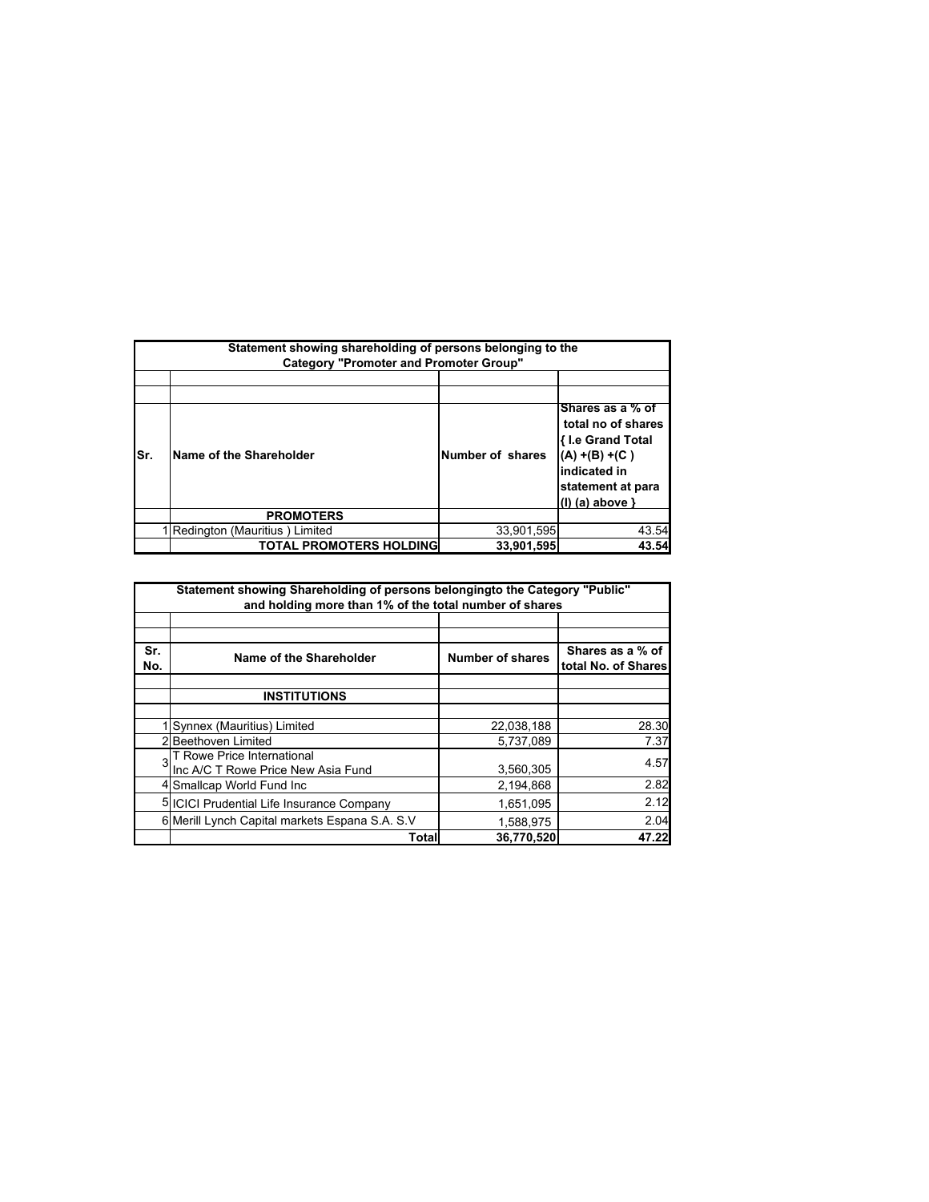**Statement showing shareholding of persons belonging to the Category "Promoter and Promoter Group"**

| Sr. | Name of the Shareholder | Number of shares | Shares as a % of total no of shares { I.e Grand Total (A) +(B) +(C ) indicated in statement at para (I) (a) above } |
|---|---|---|---|
| | **PROMOTERS** | | |
| 1 | Redington (Mauritius ) Limited | 33,901,595 | 43.54 |
| | **TOTAL PROMOTERS HOLDING** | **33,901,595** | **43.54** |

**Statement showing Shareholding of persons belongingto the Category "Public" and holding more than 1% of the total number of shares**

| Sr. No. | Name of the Shareholder | Number of shares | Shares as a % of total No. of Shares |
|---|---|---|---|
| | **INSTITUTIONS** | | |
| 1 | Synnex (Mauritius) Limited | 22,038,188 | 28.30 |
| 2 | Beethoven Limited | 5,737,089 | 7.37 |
| 3 | T Rowe Price International Inc A/C T Rowe Price New Asia Fund | 3,560,305 | 4.57 |
| 4 | Smallcap World Fund Inc | 2,194,868 | 2.82 |
| 5 | ICICI Prudential Life Insurance Company | 1,651,095 | 2.12 |
| 6 | Merill Lynch Capital markets Espana S.A. S.V | 1,588,975 | 2.04 |
| | **Total** | **36,770,520** | **47.22** |